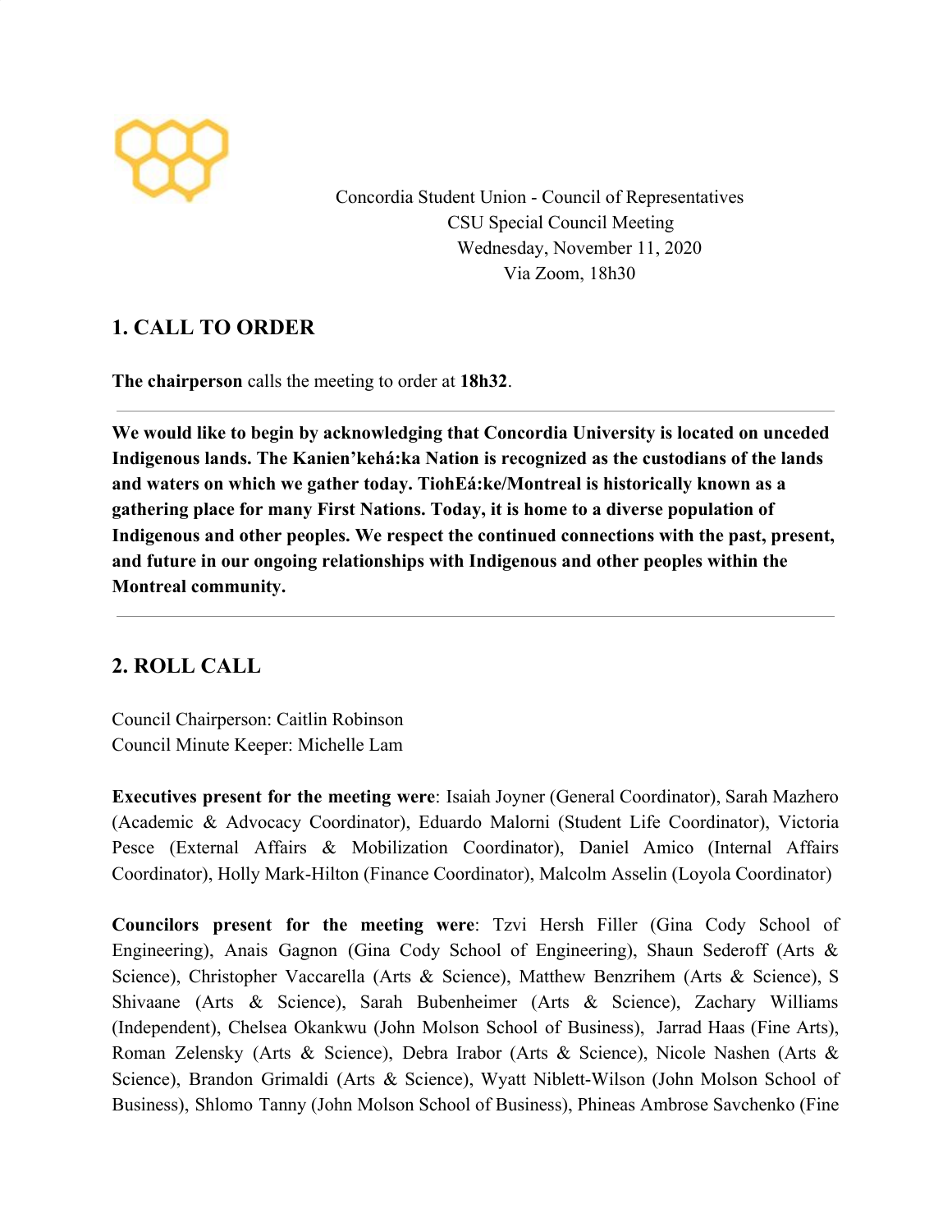Concordia Student Union - Council of Representatives
CSU Special Council Meeting
Wednesday, November 11, 2020
Via Zoom, 18h30

## 1. CALL TO ORDER

**The chairperson** calls the meeting to order at **18h32**.

---

**We would like to begin by acknowledging that Concordia University is located on unceded Indigenous lands. The Kanien'kehá:ka Nation is recognized as the custodians of the lands and waters on which we gather today. TiohEá:ke/Montreal is historically known as a gathering place for many First Nations. Today, it is home to a diverse population of Indigenous and other peoples. We respect the continued connections with the past, present, and future in our ongoing relationships with Indigenous and other peoples within the Montreal community.**

---

## 2. ROLL CALL

Council Chairperson: Caitlin Robinson
Council Minute Keeper: Michelle Lam

**Executives present for the meeting were**: Isaiah Joyner (General Coordinator), Sarah Mazhero (Academic & Advocacy Coordinator), Eduardo Malorni (Student Life Coordinator), Victoria Pesce (External Affairs & Mobilization Coordinator), Daniel Amico (Internal Affairs Coordinator), Holly Mark-Hilton (Finance Coordinator), Malcolm Asselin (Loyola Coordinator)

**Councilors present for the meeting were**: Tzvi Hersh Filler (Gina Cody School of Engineering), Anais Gagnon (Gina Cody School of Engineering), Shaun Sederoff (Arts & Science), Christopher Vaccarella (Arts & Science), Matthew Benzrihem (Arts & Science), S Shivaane (Arts & Science), Sarah Bubenheimer (Arts & Science), Zachary Williams (Independent), Chelsea Okankwu (John Molson School of Business), Jarrad Haas (Fine Arts), Roman Zelensky (Arts & Science), Debra Irabor (Arts & Science), Nicole Nashen (Arts & Science), Brandon Grimaldi (Arts & Science), Wyatt Niblett-Wilson (John Molson School of Business), Shlomo Tanny (John Molson School of Business), Phineas Ambrose Savchenko (Fine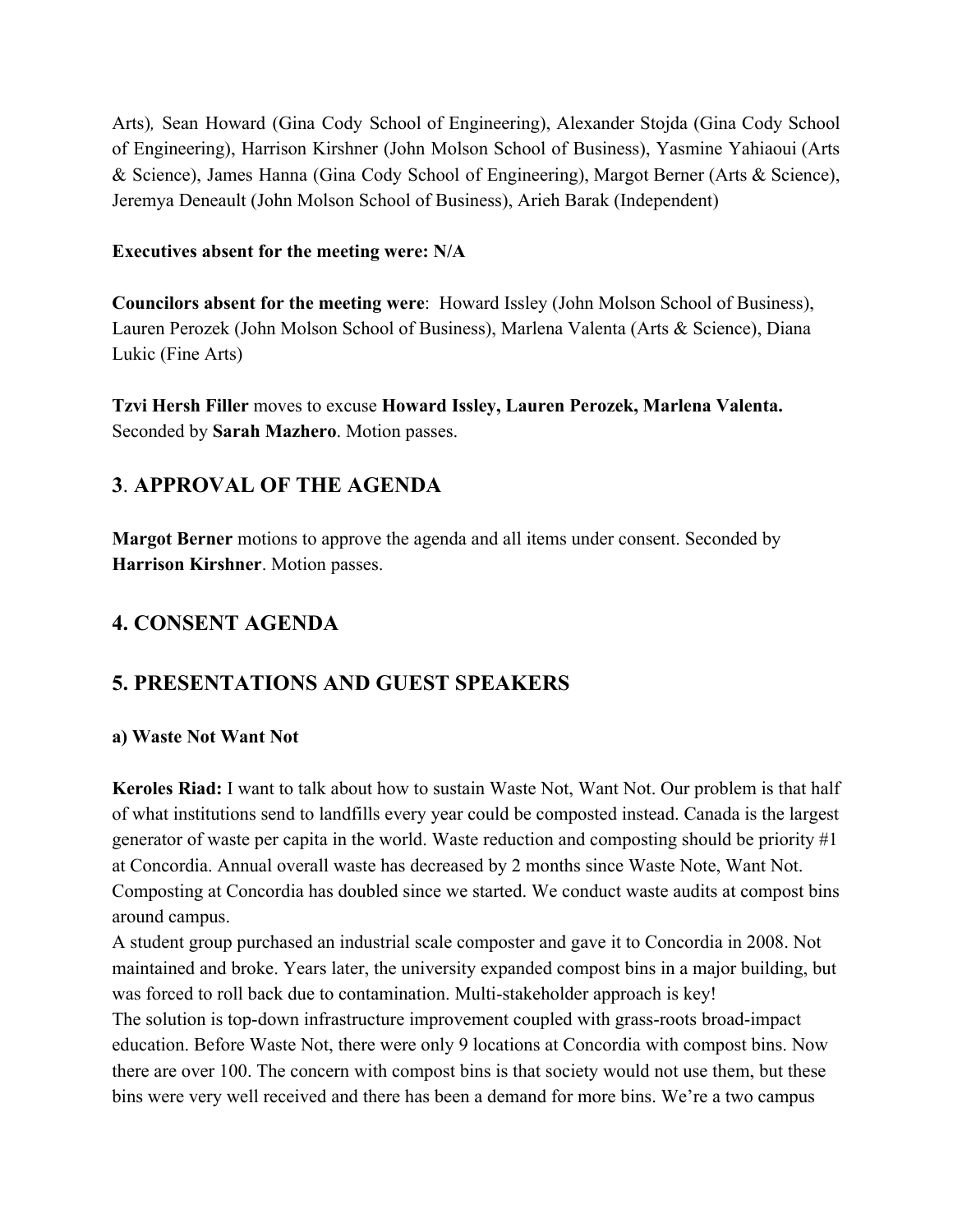Arts), Sean Howard (Gina Cody School of Engineering), Alexander Stojda (Gina Cody School of Engineering), Harrison Kirshner (John Molson School of Business), Yasmine Yahiaoui (Arts & Science), James Hanna (Gina Cody School of Engineering), Margot Berner (Arts & Science), Jeremya Deneault (John Molson School of Business), Arieh Barak (Independent)

**Executives absent for the meeting were: N/A**

**Councilors absent for the meeting were**: Howard Issley (John Molson School of Business), Lauren Perozek (John Molson School of Business), Marlena Valenta (Arts & Science), Diana Lukic (Fine Arts)

**Tzvi Hersh Filler** moves to excuse **Howard Issley, Lauren Perozek, Marlena Valenta.** Seconded by **Sarah Mazhero**. Motion passes.

## 3. APPROVAL OF THE AGENDA

**Margot Berner** motions to approve the agenda and all items under consent. Seconded by **Harrison Kirshner**. Motion passes.

## 4. CONSENT AGENDA

## 5. PRESENTATIONS AND GUEST SPEAKERS

**a) Waste Not Want Not**

**Keroles Riad:** I want to talk about how to sustain Waste Not, Want Not. Our problem is that half of what institutions send to landfills every year could be composted instead. Canada is the largest generator of waste per capita in the world. Waste reduction and composting should be priority #1 at Concordia. Annual overall waste has decreased by 2 months since Waste Note, Want Not. Composting at Concordia has doubled since we started. We conduct waste audits at compost bins around campus.
A student group purchased an industrial scale composter and gave it to Concordia in 2008. Not maintained and broke. Years later, the university expanded compost bins in a major building, but was forced to roll back due to contamination. Multi-stakeholder approach is key!
The solution is top-down infrastructure improvement coupled with grass-roots broad-impact education. Before Waste Not, there were only 9 locations at Concordia with compost bins. Now there are over 100. The concern with compost bins is that society would not use them, but these bins were very well received and there has been a demand for more bins. We're a two campus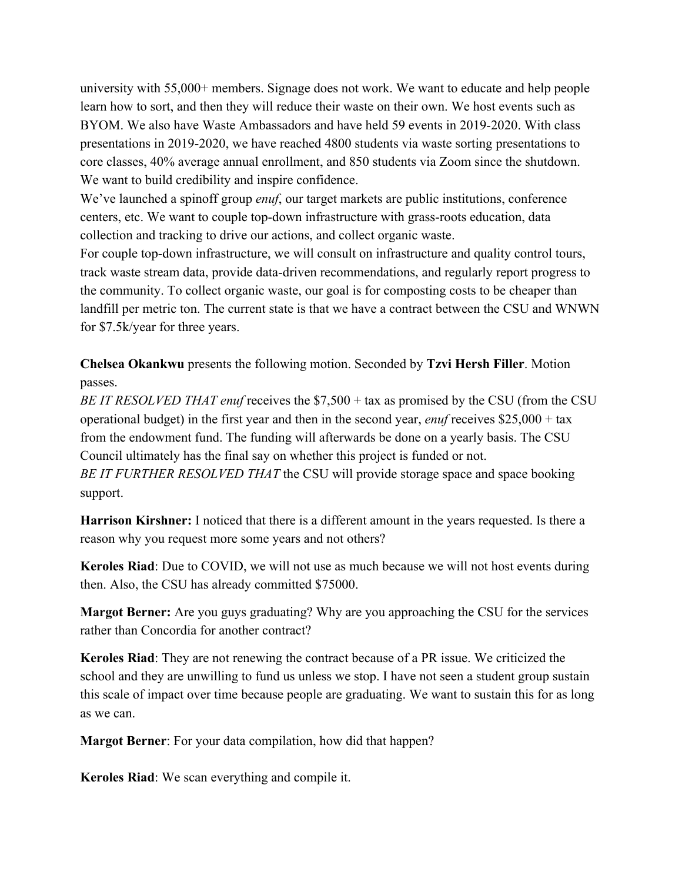university with 55,000+ members. Signage does not work. We want to educate and help people learn how to sort, and then they will reduce their waste on their own. We host events such as BYOM. We also have Waste Ambassadors and have held 59 events in 2019-2020. With class presentations in 2019-2020, we have reached 4800 students via waste sorting presentations to core classes, 40% average annual enrollment, and 850 students via Zoom since the shutdown. We want to build credibility and inspire confidence.

We've launched a spinoff group *enuf*, our target markets are public institutions, conference centers, etc. We want to couple top-down infrastructure with grass-roots education, data collection and tracking to drive our actions, and collect organic waste.

For couple top-down infrastructure, we will consult on infrastructure and quality control tours, track waste stream data, provide data-driven recommendations, and regularly report progress to the community. To collect organic waste, our goal is for composting costs to be cheaper than landfill per metric ton. The current state is that we have a contract between the CSU and WNWN for $7.5k/year for three years.

**Chelsea Okankwu** presents the following motion. Seconded by **Tzvi Hersh Filler**. Motion passes.

*BE IT RESOLVED THAT enuf* receives the $7,500 + tax as promised by the CSU (from the CSU operational budget) in the first year and then in the second year, *enuf* receives $25,000 + tax from the endowment fund. The funding will afterwards be done on a yearly basis. The CSU Council ultimately has the final say on whether this project is funded or not.

*BE IT FURTHER RESOLVED THAT* the CSU will provide storage space and space booking support.

**Harrison Kirshner:** I noticed that there is a different amount in the years requested. Is there a reason why you request more some years and not others?

**Keroles Riad**: Due to COVID, we will not use as much because we will not host events during then. Also, the CSU has already committed $75000.

**Margot Berner:** Are you guys graduating? Why are you approaching the CSU for the services rather than Concordia for another contract?

**Keroles Riad**: They are not renewing the contract because of a PR issue. We criticized the school and they are unwilling to fund us unless we stop. I have not seen a student group sustain this scale of impact over time because people are graduating. We want to sustain this for as long as we can.

**Margot Berner**: For your data compilation, how did that happen?

**Keroles Riad**: We scan everything and compile it.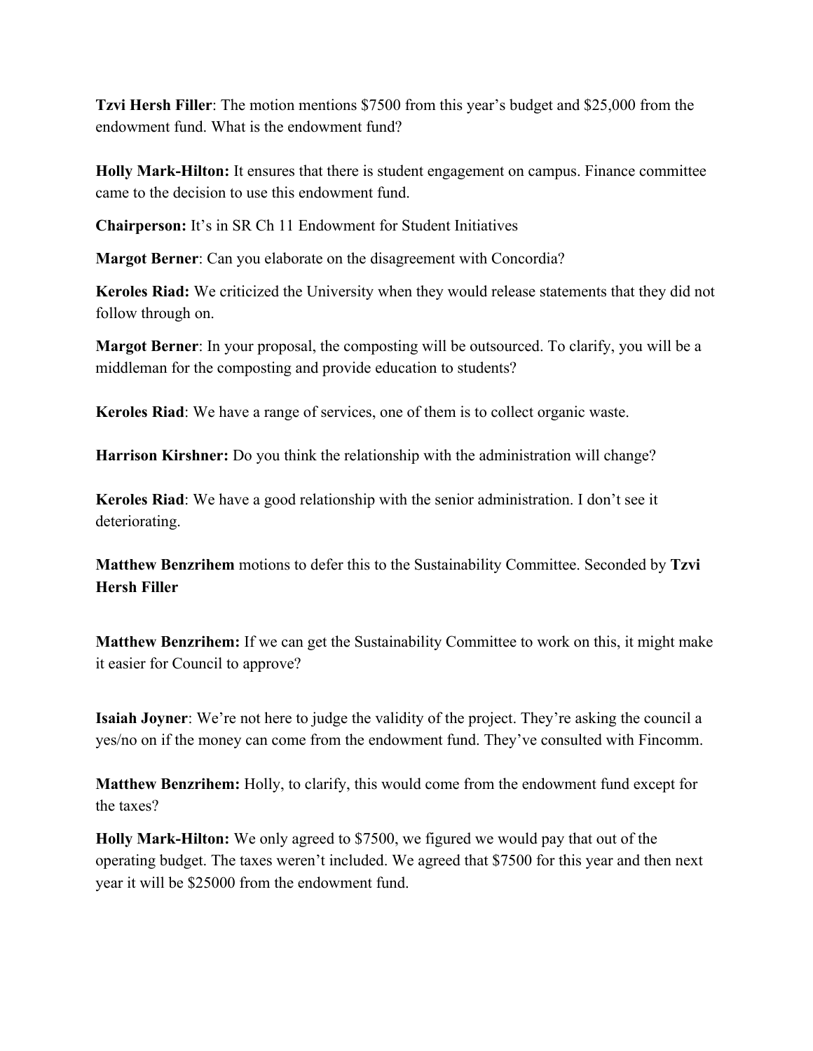**Tzvi Hersh Filler**: The motion mentions $7500 from this year's budget and $25,000 from the endowment fund. What is the endowment fund?

**Holly Mark-Hilton:** It ensures that there is student engagement on campus. Finance committee came to the decision to use this endowment fund.

**Chairperson:** It's in SR Ch 11 Endowment for Student Initiatives

**Margot Berner**: Can you elaborate on the disagreement with Concordia?

**Keroles Riad:** We criticized the University when they would release statements that they did not follow through on.

**Margot Berner**: In your proposal, the composting will be outsourced. To clarify, you will be a middleman for the composting and provide education to students?

**Keroles Riad**: We have a range of services, one of them is to collect organic waste.

**Harrison Kirshner:** Do you think the relationship with the administration will change?

**Keroles Riad**: We have a good relationship with the senior administration. I don't see it deteriorating.

**Matthew Benzrihem** motions to defer this to the Sustainability Committee. Seconded by **Tzvi Hersh Filler**

**Matthew Benzrihem:** If we can get the Sustainability Committee to work on this, it might make it easier for Council to approve?

**Isaiah Joyner**: We're not here to judge the validity of the project. They're asking the council a yes/no on if the money can come from the endowment fund. They've consulted with Fincomm.

**Matthew Benzrihem:** Holly, to clarify, this would come from the endowment fund except for the taxes?

**Holly Mark-Hilton:** We only agreed to $7500, we figured we would pay that out of the operating budget. The taxes weren't included. We agreed that $7500 for this year and then next year it will be $25000 from the endowment fund.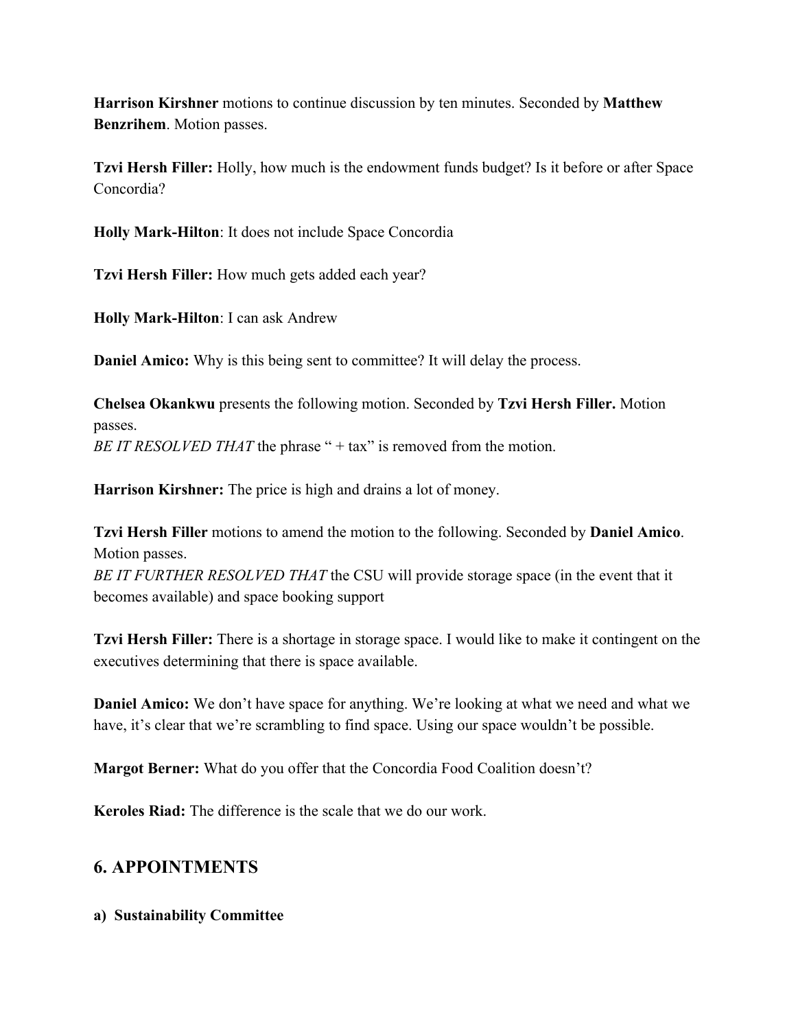**Harrison Kirshner** motions to continue discussion by ten minutes. Seconded by **Matthew Benzrihem**. Motion passes.

**Tzvi Hersh Filler:** Holly, how much is the endowment funds budget? Is it before or after Space Concordia?

**Holly Mark-Hilton**: It does not include Space Concordia

**Tzvi Hersh Filler:** How much gets added each year?

**Holly Mark-Hilton**: I can ask Andrew

**Daniel Amico:** Why is this being sent to committee? It will delay the process.

**Chelsea Okankwu** presents the following motion. Seconded by **Tzvi Hersh Filler.** Motion passes.
*BE IT RESOLVED THAT* the phrase " + tax" is removed from the motion.

**Harrison Kirshner:** The price is high and drains a lot of money.

**Tzvi Hersh Filler** motions to amend the motion to the following. Seconded by **Daniel Amico**. Motion passes.
*BE IT FURTHER RESOLVED THAT* the CSU will provide storage space (in the event that it becomes available) and space booking support

**Tzvi Hersh Filler:** There is a shortage in storage space. I would like to make it contingent on the executives determining that there is space available.

**Daniel Amico:** We don't have space for anything. We're looking at what we need and what we have, it's clear that we're scrambling to find space. Using our space wouldn't be possible.

**Margot Berner:** What do you offer that the Concordia Food Coalition doesn't?

**Keroles Riad:** The difference is the scale that we do our work.

## 6. APPOINTMENTS

**a) Sustainability Committee**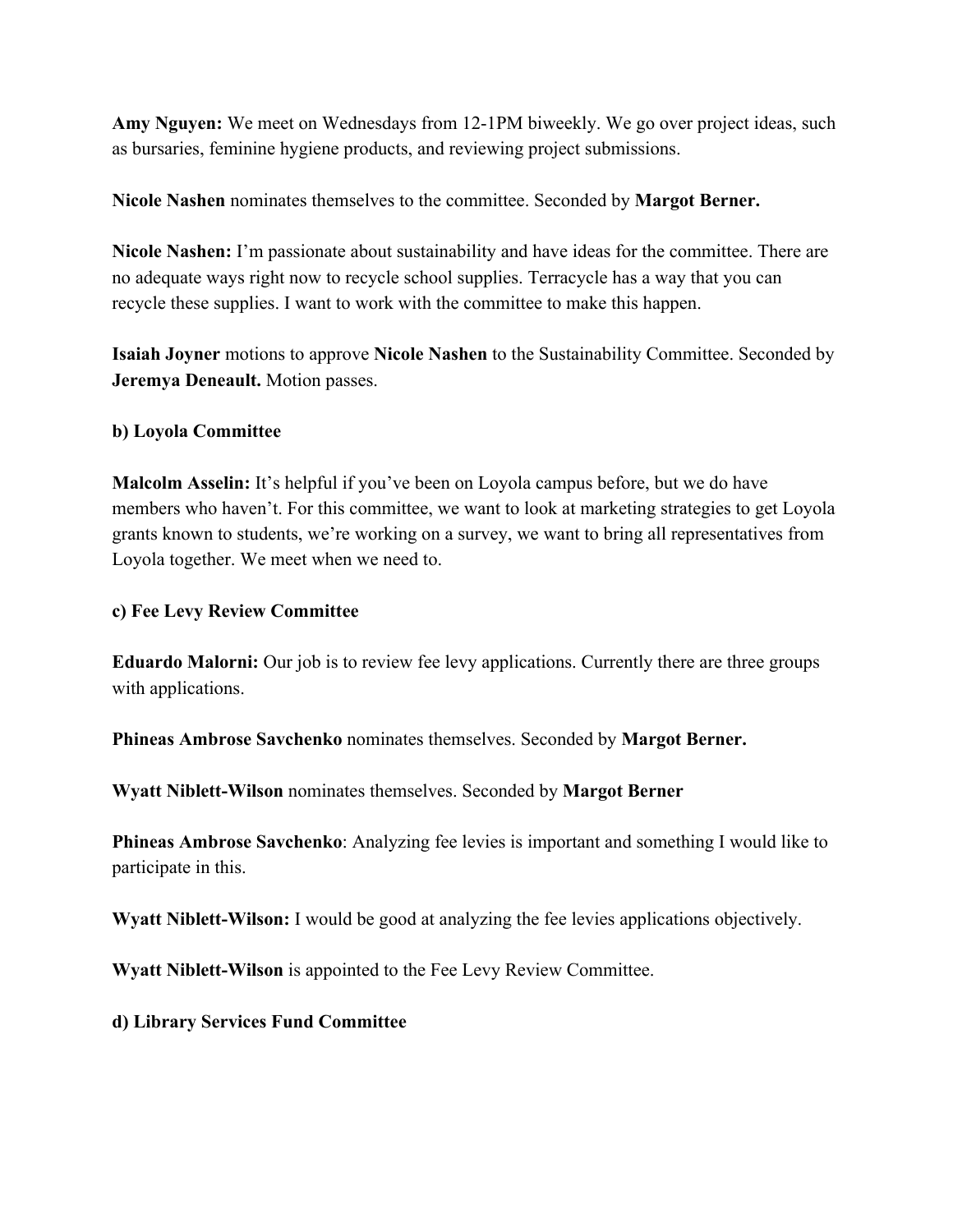**Amy Nguyen:** We meet on Wednesdays from 12-1PM biweekly. We go over project ideas, such as bursaries, feminine hygiene products, and reviewing project submissions.

**Nicole Nashen** nominates themselves to the committee. Seconded by **Margot Berner.**

**Nicole Nashen:** I'm passionate about sustainability and have ideas for the committee. There are no adequate ways right now to recycle school supplies. Terracycle has a way that you can recycle these supplies. I want to work with the committee to make this happen.

**Isaiah Joyner** motions to approve **Nicole Nashen** to the Sustainability Committee. Seconded by **Jeremya Deneault.** Motion passes.

**b) Loyola Committee**

**Malcolm Asselin:** It's helpful if you've been on Loyola campus before, but we do have members who haven't. For this committee, we want to look at marketing strategies to get Loyola grants known to students, we're working on a survey, we want to bring all representatives from Loyola together. We meet when we need to.

**c) Fee Levy Review Committee**

**Eduardo Malorni:** Our job is to review fee levy applications. Currently there are three groups with applications.

**Phineas Ambrose Savchenko** nominates themselves. Seconded by **Margot Berner.**

**Wyatt Niblett-Wilson** nominates themselves. Seconded by **Margot Berner**

**Phineas Ambrose Savchenko**: Analyzing fee levies is important and something I would like to participate in this.

**Wyatt Niblett-Wilson:** I would be good at analyzing the fee levies applications objectively.

**Wyatt Niblett-Wilson** is appointed to the Fee Levy Review Committee.

**d) Library Services Fund Committee**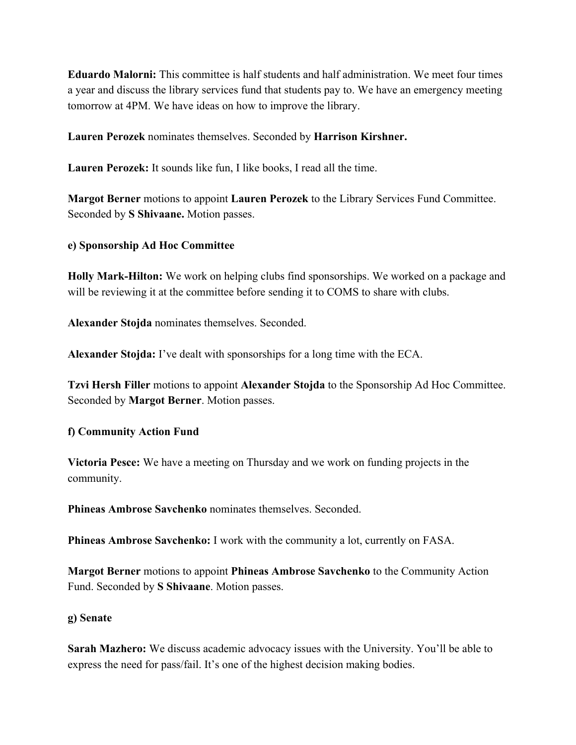**Eduardo Malorni:** This committee is half students and half administration. We meet four times a year and discuss the library services fund that students pay to. We have an emergency meeting tomorrow at 4PM. We have ideas on how to improve the library.

**Lauren Perozek** nominates themselves. Seconded by **Harrison Kirshner.**

**Lauren Perozek:** It sounds like fun, I like books, I read all the time.

**Margot Berner** motions to appoint **Lauren Perozek** to the Library Services Fund Committee. Seconded by **S Shivaane.** Motion passes.

**e) Sponsorship Ad Hoc Committee**

**Holly Mark-Hilton:** We work on helping clubs find sponsorships. We worked on a package and will be reviewing it at the committee before sending it to COMS to share with clubs.

**Alexander Stojda** nominates themselves. Seconded.

**Alexander Stojda:** I've dealt with sponsorships for a long time with the ECA.

**Tzvi Hersh Filler** motions to appoint **Alexander Stojda** to the Sponsorship Ad Hoc Committee. Seconded by **Margot Berner**. Motion passes.

**f) Community Action Fund**

**Victoria Pesce:** We have a meeting on Thursday and we work on funding projects in the community.

**Phineas Ambrose Savchenko** nominates themselves. Seconded.

**Phineas Ambrose Savchenko:** I work with the community a lot, currently on FASA.

**Margot Berner** motions to appoint **Phineas Ambrose Savchenko** to the Community Action Fund. Seconded by **S Shivaane**. Motion passes.

**g) Senate**

**Sarah Mazhero:** We discuss academic advocacy issues with the University. You'll be able to express the need for pass/fail. It's one of the highest decision making bodies.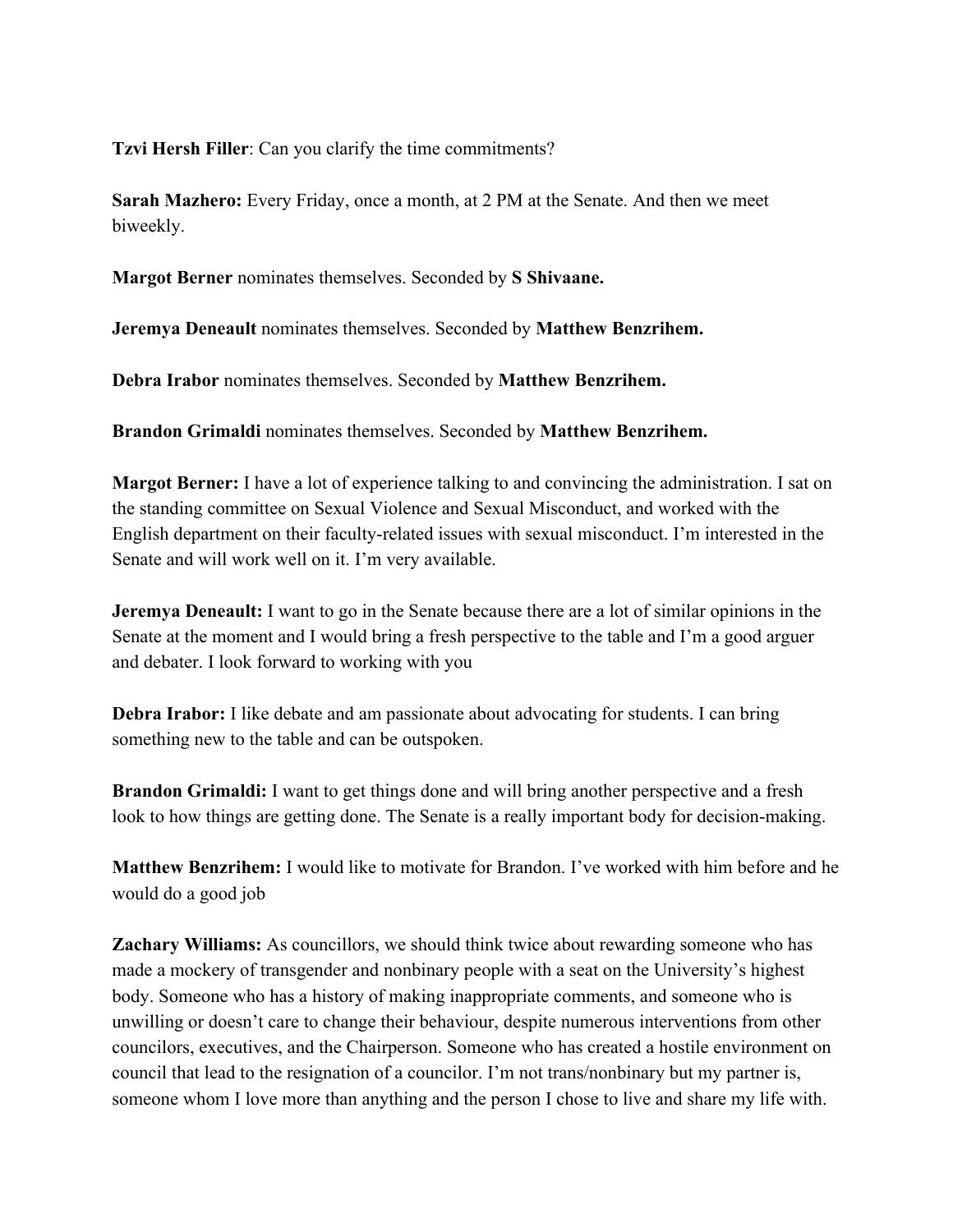**Tzvi Hersh Filler**: Can you clarify the time commitments?

**Sarah Mazhero:** Every Friday, once a month, at 2 PM at the Senate. And then we meet biweekly.

**Margot Berner** nominates themselves. Seconded by **S Shivaane.**

**Jeremya Deneault** nominates themselves. Seconded by **Matthew Benzrihem.**

**Debra Irabor** nominates themselves. Seconded by **Matthew Benzrihem.**

**Brandon Grimaldi** nominates themselves. Seconded by **Matthew Benzrihem.**

**Margot Berner:** I have a lot of experience talking to and convincing the administration. I sat on the standing committee on Sexual Violence and Sexual Misconduct, and worked with the English department on their faculty-related issues with sexual misconduct. I'm interested in the Senate and will work well on it. I'm very available.

**Jeremya Deneault:** I want to go in the Senate because there are a lot of similar opinions in the Senate at the moment and I would bring a fresh perspective to the table and I'm a good arguer and debater. I look forward to working with you

**Debra Irabor:** I like debate and am passionate about advocating for students. I can bring something new to the table and can be outspoken.

**Brandon Grimaldi:** I want to get things done and will bring another perspective and a fresh look to how things are getting done. The Senate is a really important body for decision-making.

**Matthew Benzrihem:** I would like to motivate for Brandon. I've worked with him before and he would do a good job

**Zachary Williams:** As councillors, we should think twice about rewarding someone who has made a mockery of transgender and nonbinary people with a seat on the University's highest body. Someone who has a history of making inappropriate comments, and someone who is unwilling or doesn't care to change their behaviour, despite numerous interventions from other councilors, executives, and the Chairperson. Someone who has created a hostile environment on council that lead to the resignation of a councilor. I'm not trans/nonbinary but my partner is, someone whom I love more than anything and the person I chose to live and share my life with.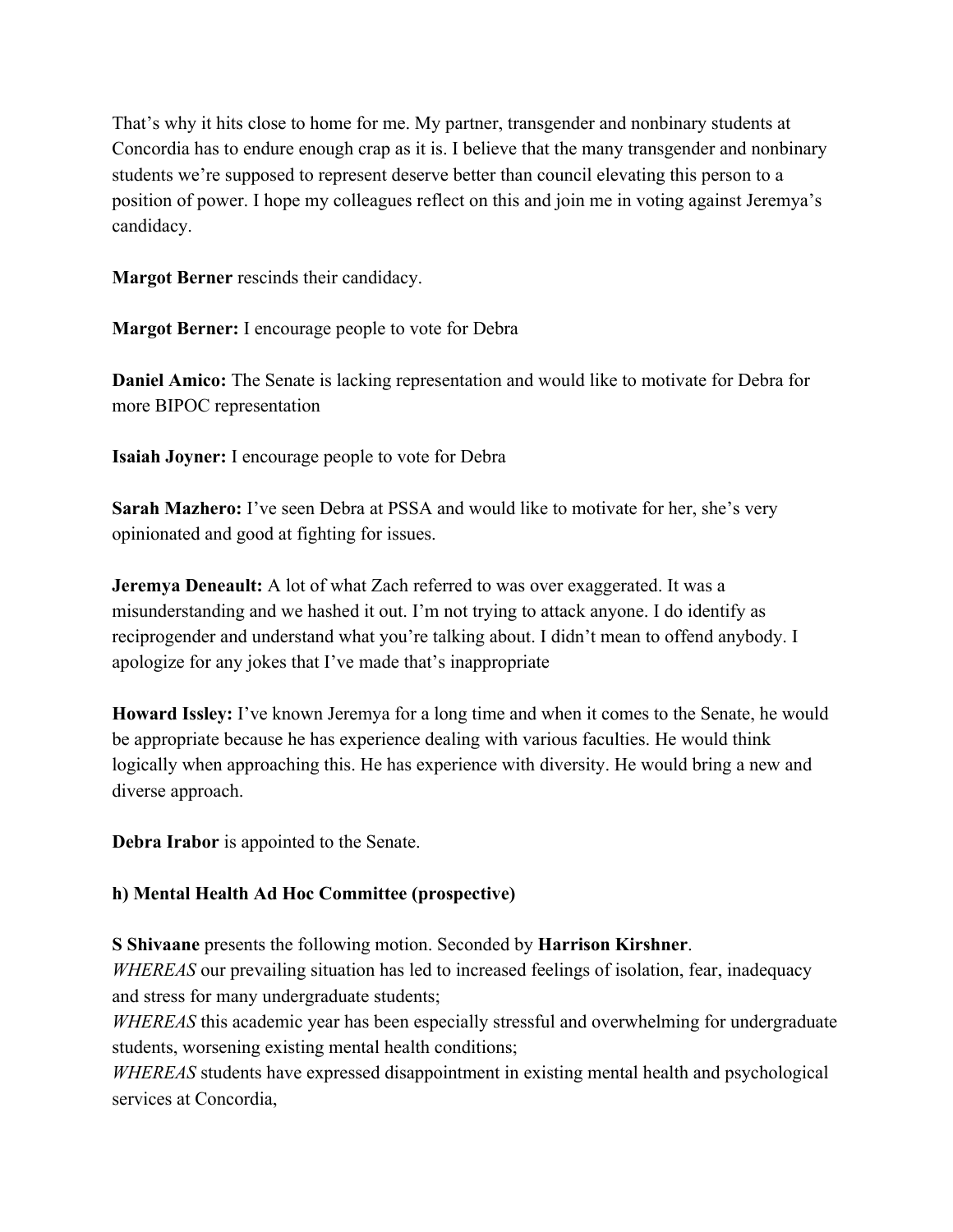That's why it hits close to home for me. My partner, transgender and nonbinary students at Concordia has to endure enough crap as it is. I believe that the many transgender and nonbinary students we're supposed to represent deserve better than council elevating this person to a position of power. I hope my colleagues reflect on this and join me in voting against Jeremya's candidacy.

**Margot Berner** rescinds their candidacy.

**Margot Berner:** I encourage people to vote for Debra

**Daniel Amico:** The Senate is lacking representation and would like to motivate for Debra for more BIPOC representation

**Isaiah Joyner:** I encourage people to vote for Debra

**Sarah Mazhero:** I've seen Debra at PSSA and would like to motivate for her, she's very opinionated and good at fighting for issues.

**Jeremya Deneault:** A lot of what Zach referred to was over exaggerated. It was a misunderstanding and we hashed it out. I'm not trying to attack anyone. I do identify as reciprogender and understand what you're talking about. I didn't mean to offend anybody. I apologize for any jokes that I've made that's inappropriate

**Howard Issley:** I've known Jeremya for a long time and when it comes to the Senate, he would be appropriate because he has experience dealing with various faculties. He would think logically when approaching this. He has experience with diversity. He would bring a new and diverse approach.

**Debra Irabor** is appointed to the Senate.

**h) Mental Health Ad Hoc Committee (prospective)**

**S Shivaane** presents the following motion. Seconded by **Harrison Kirshner**.
*WHEREAS* our prevailing situation has led to increased feelings of isolation, fear, inadequacy and stress for many undergraduate students;
*WHEREAS* this academic year has been especially stressful and overwhelming for undergraduate students, worsening existing mental health conditions;
*WHEREAS* students have expressed disappointment in existing mental health and psychological services at Concordia,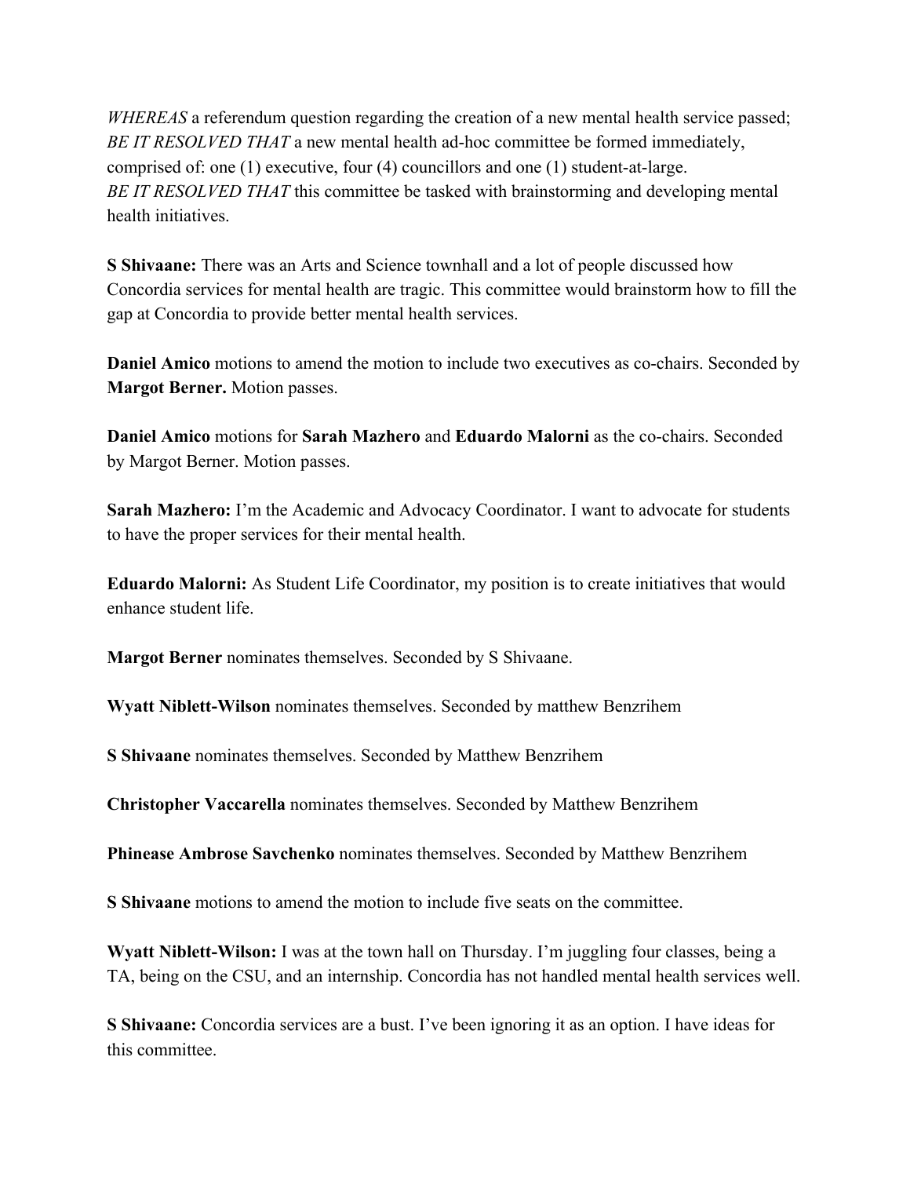*WHEREAS* a referendum question regarding the creation of a new mental health service passed;
*BE IT RESOLVED THAT* a new mental health ad-hoc committee be formed immediately, comprised of: one (1) executive, four (4) councillors and one (1) student-at-large.
*BE IT RESOLVED THAT* this committee be tasked with brainstorming and developing mental health initiatives.

**S Shivaane:** There was an Arts and Science townhall and a lot of people discussed how Concordia services for mental health are tragic. This committee would brainstorm how to fill the gap at Concordia to provide better mental health services.

**Daniel Amico** motions to amend the motion to include two executives as co-chairs. Seconded by **Margot Berner.** Motion passes.

**Daniel Amico** motions for **Sarah Mazhero** and **Eduardo Malorni** as the co-chairs. Seconded by Margot Berner. Motion passes.

**Sarah Mazhero:** I'm the Academic and Advocacy Coordinator. I want to advocate for students to have the proper services for their mental health.

**Eduardo Malorni:** As Student Life Coordinator, my position is to create initiatives that would enhance student life.

**Margot Berner** nominates themselves. Seconded by S Shivaane.

**Wyatt Niblett-Wilson** nominates themselves. Seconded by matthew Benzrihem

**S Shivaane** nominates themselves. Seconded by Matthew Benzrihem

**Christopher Vaccarella** nominates themselves. Seconded by Matthew Benzrihem

**Phinease Ambrose Savchenko** nominates themselves. Seconded by Matthew Benzrihem

**S Shivaane** motions to amend the motion to include five seats on the committee.

**Wyatt Niblett-Wilson:** I was at the town hall on Thursday. I'm juggling four classes, being a TA, being on the CSU, and an internship. Concordia has not handled mental health services well.

**S Shivaane:** Concordia services are a bust. I've been ignoring it as an option. I have ideas for this committee.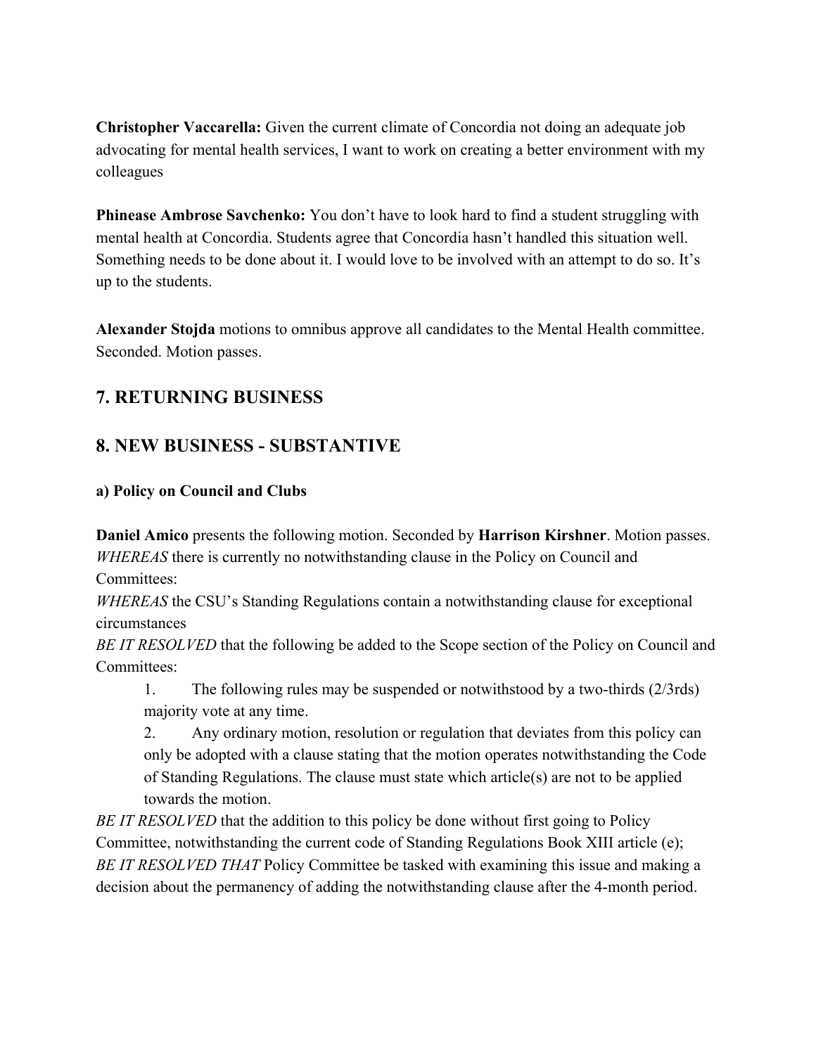**Christopher Vaccarella:** Given the current climate of Concordia not doing an adequate job advocating for mental health services, I want to work on creating a better environment with my colleagues

**Phinease Ambrose Savchenko:** You don't have to look hard to find a student struggling with mental health at Concordia. Students agree that Concordia hasn't handled this situation well. Something needs to be done about it. I would love to be involved with an attempt to do so. It's up to the students.

**Alexander Stojda** motions to omnibus approve all candidates to the Mental Health committee. Seconded. Motion passes.

## 7. RETURNING BUSINESS

## 8. NEW BUSINESS - SUBSTANTIVE

### a) Policy on Council and Clubs

**Daniel Amico** presents the following motion. Seconded by **Harrison Kirshner**. Motion passes.
*WHEREAS* there is currently no notwithstanding clause in the Policy on Council and Committees:
*WHEREAS* the CSU's Standing Regulations contain a notwithstanding clause for exceptional circumstances
*BE IT RESOLVED* that the following be added to the Scope section of the Policy on Council and Committees:

1. The following rules may be suspended or notwithstood by a two-thirds (2/3rds) majority vote at any time.
2. Any ordinary motion, resolution or regulation that deviates from this policy can only be adopted with a clause stating that the motion operates notwithstanding the Code of Standing Regulations. The clause must state which article(s) are not to be applied towards the motion.

*BE IT RESOLVED* that the addition to this policy be done without first going to Policy Committee, notwithstanding the current code of Standing Regulations Book XIII article (e);
*BE IT RESOLVED THAT* Policy Committee be tasked with examining this issue and making a decision about the permanency of adding the notwithstanding clause after the 4-month period.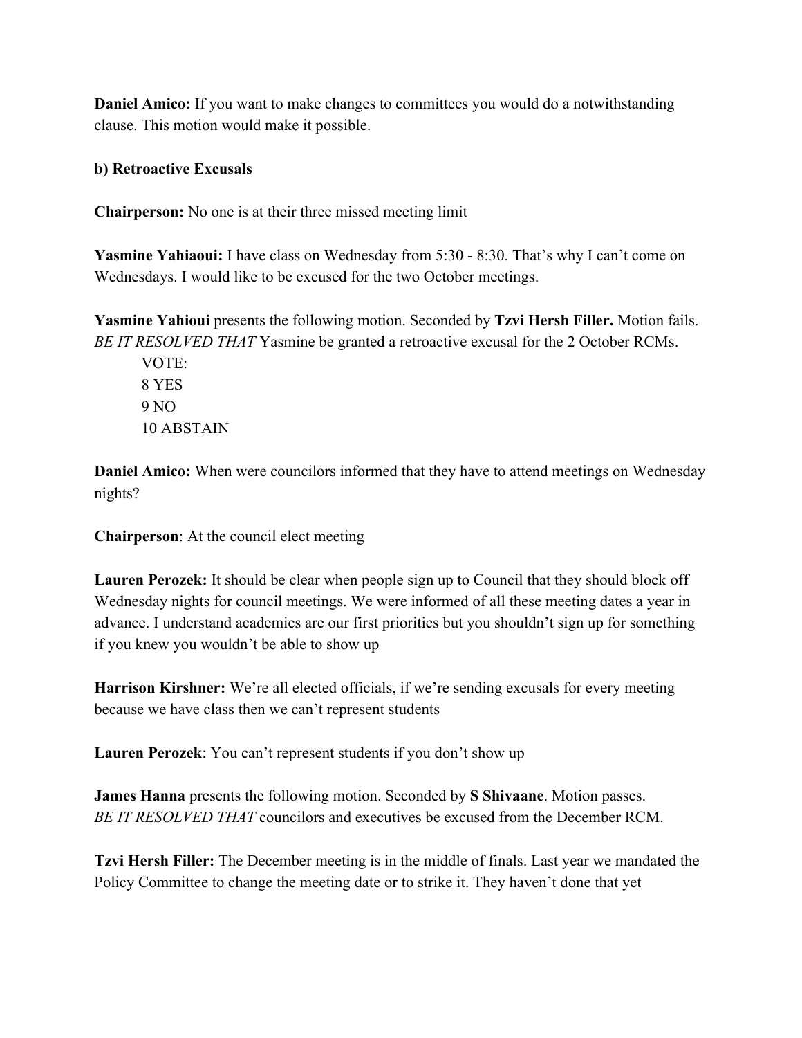**Daniel Amico:** If you want to make changes to committees you would do a notwithstanding clause. This motion would make it possible.

**b) Retroactive Excusals**

**Chairperson:** No one is at their three missed meeting limit

**Yasmine Yahiaoui:** I have class on Wednesday from 5:30 - 8:30. That's why I can't come on Wednesdays. I would like to be excused for the two October meetings.

**Yasmine Yahioui** presents the following motion. Seconded by **Tzvi Hersh Filler.** Motion fails.
*BE IT RESOLVED THAT* Yasmine be granted a retroactive excusal for the 2 October RCMs.

> VOTE:
> 8 YES
> 9 NO
> 10 ABSTAIN

**Daniel Amico:** When were councilors informed that they have to attend meetings on Wednesday nights?

**Chairperson**: At the council elect meeting

**Lauren Perozek:** It should be clear when people sign up to Council that they should block off Wednesday nights for council meetings. We were informed of all these meeting dates a year in advance. I understand academics are our first priorities but you shouldn't sign up for something if you knew you wouldn't be able to show up

**Harrison Kirshner:** We're all elected officials, if we're sending excusals for every meeting because we have class then we can't represent students

**Lauren Perozek**: You can't represent students if you don't show up

**James Hanna** presents the following motion. Seconded by **S Shivaane**. Motion passes.
*BE IT RESOLVED THAT* councilors and executives be excused from the December RCM.

**Tzvi Hersh Filler:** The December meeting is in the middle of finals. Last year we mandated the Policy Committee to change the meeting date or to strike it. They haven't done that yet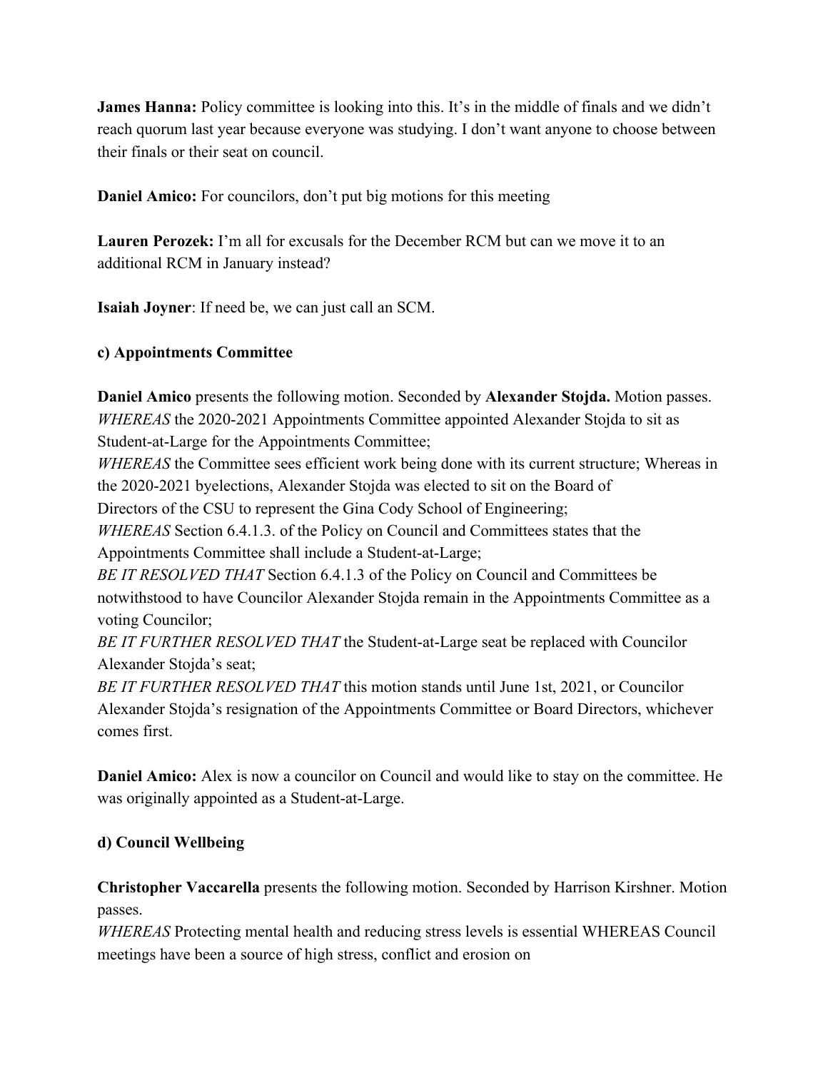**James Hanna:** Policy committee is looking into this. It's in the middle of finals and we didn't reach quorum last year because everyone was studying. I don't want anyone to choose between their finals or their seat on council.

**Daniel Amico:** For councilors, don't put big motions for this meeting

**Lauren Perozek:** I'm all for excusals for the December RCM but can we move it to an additional RCM in January instead?

**Isaiah Joyner**: If need be, we can just call an SCM.

**c) Appointments Committee**

**Daniel Amico** presents the following motion. Seconded by **Alexander Stojda.** Motion passes.
*WHEREAS* the 2020-2021 Appointments Committee appointed Alexander Stojda to sit as Student-at-Large for the Appointments Committee;
*WHEREAS* the Committee sees efficient work being done with its current structure; Whereas in the 2020-2021 byelections, Alexander Stojda was elected to sit on the Board of Directors of the CSU to represent the Gina Cody School of Engineering;
*WHEREAS* Section 6.4.1.3. of the Policy on Council and Committees states that the Appointments Committee shall include a Student-at-Large;
*BE IT RESOLVED THAT* Section 6.4.1.3 of the Policy on Council and Committees be notwithstood to have Councilor Alexander Stojda remain in the Appointments Committee as a voting Councilor;
*BE IT FURTHER RESOLVED THAT* the Student-at-Large seat be replaced with Councilor Alexander Stojda's seat;
*BE IT FURTHER RESOLVED THAT* this motion stands until June 1st, 2021, or Councilor Alexander Stojda's resignation of the Appointments Committee or Board Directors, whichever comes first.

**Daniel Amico:** Alex is now a councilor on Council and would like to stay on the committee. He was originally appointed as a Student-at-Large.

**d) Council Wellbeing**

**Christopher Vaccarella** presents the following motion. Seconded by Harrison Kirshner. Motion passes.
*WHEREAS* Protecting mental health and reducing stress levels is essential WHEREAS Council meetings have been a source of high stress, conflict and erosion on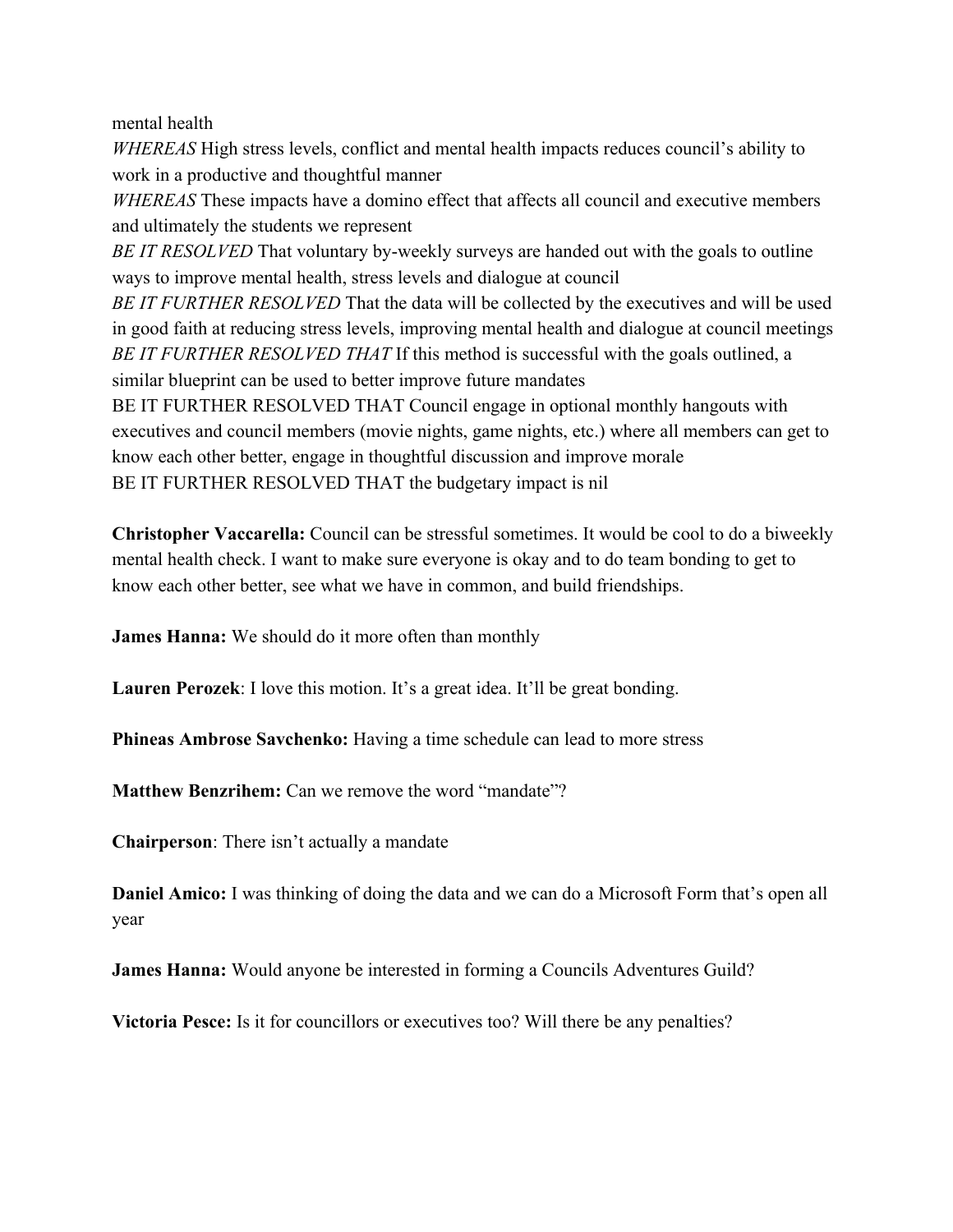mental health

*WHEREAS* High stress levels, conflict and mental health impacts reduces council's ability to work in a productive and thoughtful manner

*WHEREAS* These impacts have a domino effect that affects all council and executive members and ultimately the students we represent

*BE IT RESOLVED* That voluntary by-weekly surveys are handed out with the goals to outline ways to improve mental health, stress levels and dialogue at council

*BE IT FURTHER RESOLVED* That the data will be collected by the executives and will be used in good faith at reducing stress levels, improving mental health and dialogue at council meetings

*BE IT FURTHER RESOLVED THAT* If this method is successful with the goals outlined, a similar blueprint can be used to better improve future mandates

BE IT FURTHER RESOLVED THAT Council engage in optional monthly hangouts with executives and council members (movie nights, game nights, etc.) where all members can get to know each other better, engage in thoughtful discussion and improve morale

BE IT FURTHER RESOLVED THAT the budgetary impact is nil

**Christopher Vaccarella:** Council can be stressful sometimes. It would be cool to do a biweekly mental health check. I want to make sure everyone is okay and to do team bonding to get to know each other better, see what we have in common, and build friendships.

**James Hanna:** We should do it more often than monthly

**Lauren Perozek**: I love this motion. It's a great idea. It'll be great bonding.

**Phineas Ambrose Savchenko:** Having a time schedule can lead to more stress

**Matthew Benzrihem:** Can we remove the word "mandate"?

**Chairperson**: There isn't actually a mandate

**Daniel Amico:** I was thinking of doing the data and we can do a Microsoft Form that's open all year

**James Hanna:** Would anyone be interested in forming a Councils Adventures Guild?

**Victoria Pesce:** Is it for councillors or executives too? Will there be any penalties?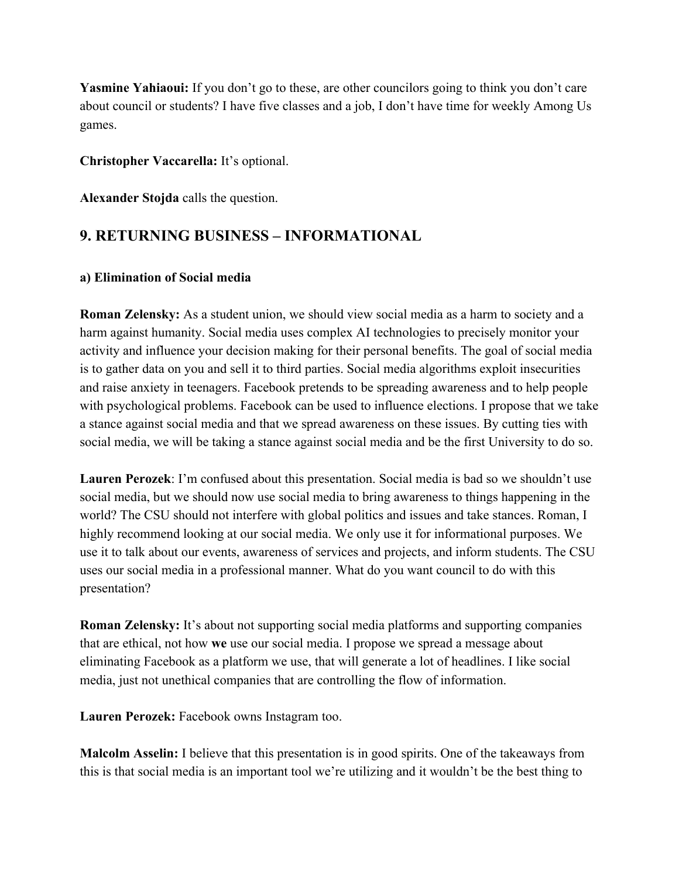**Yasmine Yahiaoui:** If you don't go to these, are other councilors going to think you don't care about council or students? I have five classes and a job, I don't have time for weekly Among Us games.

**Christopher Vaccarella:** It's optional.

**Alexander Stojda** calls the question.

## 9. RETURNING BUSINESS – INFORMATIONAL

### a) Elimination of Social media

**Roman Zelensky:** As a student union, we should view social media as a harm to society and a harm against humanity. Social media uses complex AI technologies to precisely monitor your activity and influence your decision making for their personal benefits. The goal of social media is to gather data on you and sell it to third parties. Social media algorithms exploit insecurities and raise anxiety in teenagers. Facebook pretends to be spreading awareness and to help people with psychological problems. Facebook can be used to influence elections. I propose that we take a stance against social media and that we spread awareness on these issues. By cutting ties with social media, we will be taking a stance against social media and be the first University to do so.

**Lauren Perozek**: I'm confused about this presentation. Social media is bad so we shouldn't use social media, but we should now use social media to bring awareness to things happening in the world? The CSU should not interfere with global politics and issues and take stances. Roman, I highly recommend looking at our social media. We only use it for informational purposes. We use it to talk about our events, awareness of services and projects, and inform students. The CSU uses our social media in a professional manner. What do you want council to do with this presentation?

**Roman Zelensky:** It's about not supporting social media platforms and supporting companies that are ethical, not how **we** use our social media. I propose we spread a message about eliminating Facebook as a platform we use, that will generate a lot of headlines. I like social media, just not unethical companies that are controlling the flow of information.

**Lauren Perozek:** Facebook owns Instagram too.

**Malcolm Asselin:** I believe that this presentation is in good spirits. One of the takeaways from this is that social media is an important tool we're utilizing and it wouldn't be the best thing to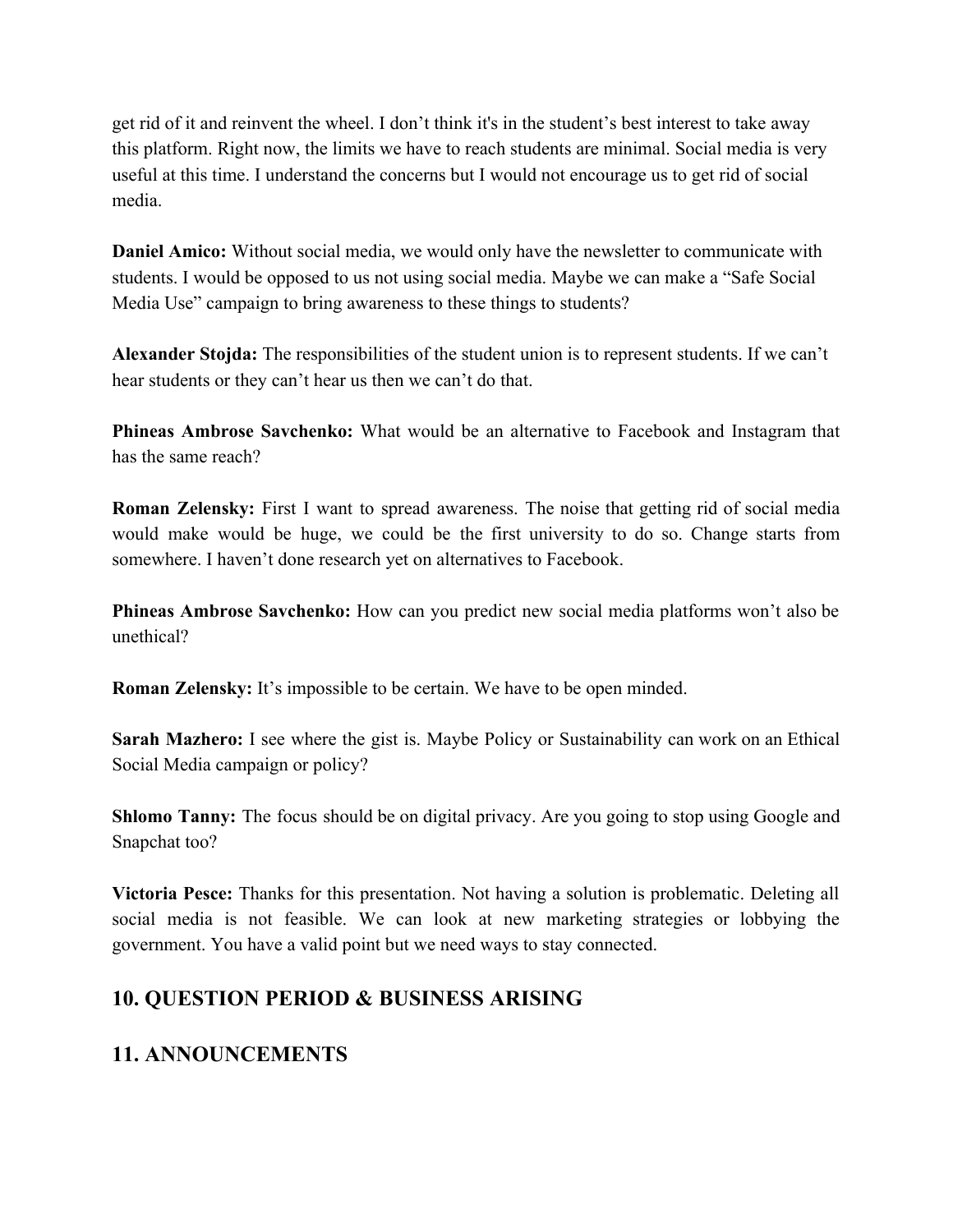get rid of it and reinvent the wheel. I don't think it's in the student's best interest to take away this platform. Right now, the limits we have to reach students are minimal. Social media is very useful at this time. I understand the concerns but I would not encourage us to get rid of social media.

**Daniel Amico:** Without social media, we would only have the newsletter to communicate with students. I would be opposed to us not using social media. Maybe we can make a "Safe Social Media Use" campaign to bring awareness to these things to students?

**Alexander Stojda:** The responsibilities of the student union is to represent students. If we can't hear students or they can't hear us then we can't do that.

**Phineas Ambrose Savchenko:** What would be an alternative to Facebook and Instagram that has the same reach?

**Roman Zelensky:** First I want to spread awareness. The noise that getting rid of social media would make would be huge, we could be the first university to do so. Change starts from somewhere. I haven't done research yet on alternatives to Facebook.

**Phineas Ambrose Savchenko:** How can you predict new social media platforms won't also be unethical?

**Roman Zelensky:** It's impossible to be certain. We have to be open minded.

**Sarah Mazhero:** I see where the gist is. Maybe Policy or Sustainability can work on an Ethical Social Media campaign or policy?

**Shlomo Tanny:** The focus should be on digital privacy. Are you going to stop using Google and Snapchat too?

**Victoria Pesce:** Thanks for this presentation. Not having a solution is problematic. Deleting all social media is not feasible. We can look at new marketing strategies or lobbying the government. You have a valid point but we need ways to stay connected.

## 10. QUESTION PERIOD & BUSINESS ARISING

## 11. ANNOUNCEMENTS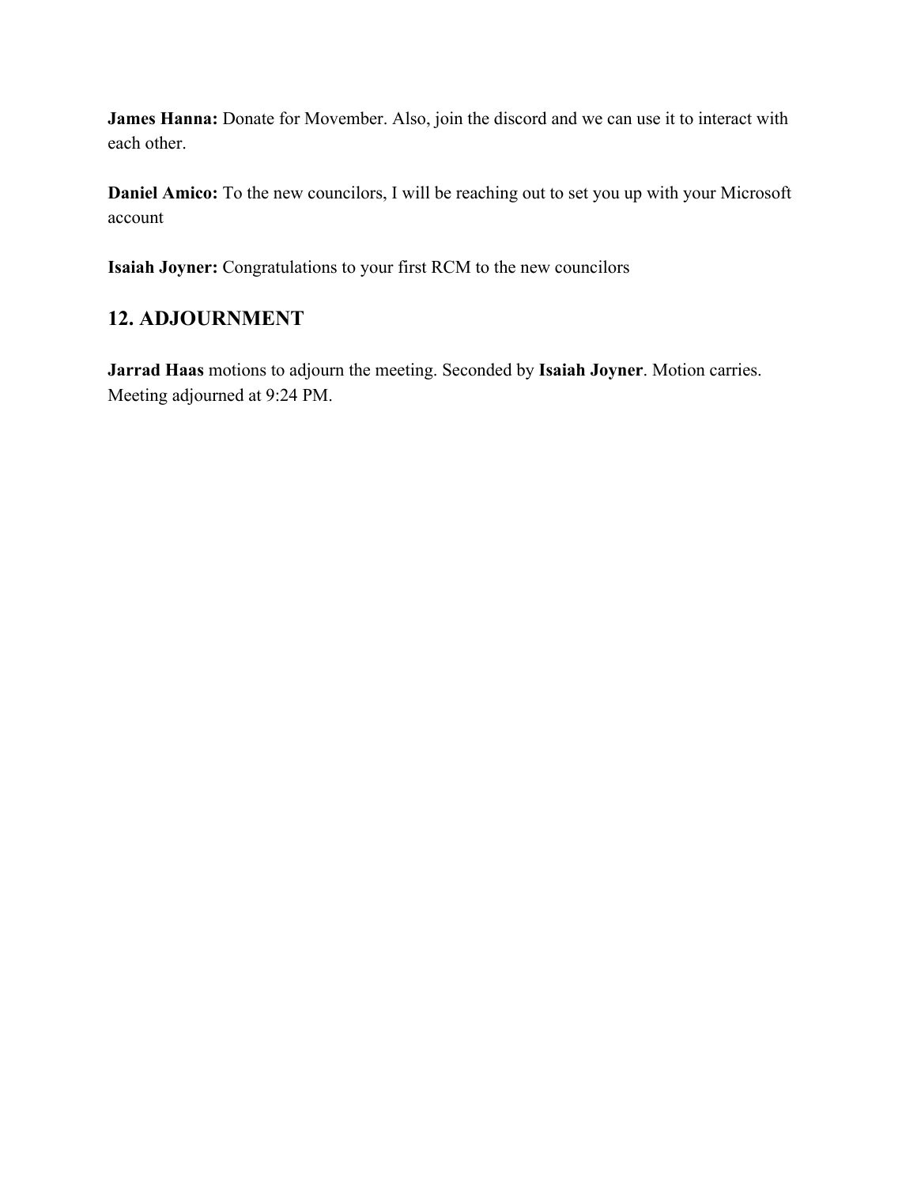**James Hanna:** Donate for Movember. Also, join the discord and we can use it to interact with each other.

**Daniel Amico:** To the new councilors, I will be reaching out to set you up with your Microsoft account

**Isaiah Joyner:** Congratulations to your first RCM to the new councilors

## 12. ADJOURNMENT

**Jarrad Haas** motions to adjourn the meeting. Seconded by **Isaiah Joyner**. Motion carries. Meeting adjourned at 9:24 PM.